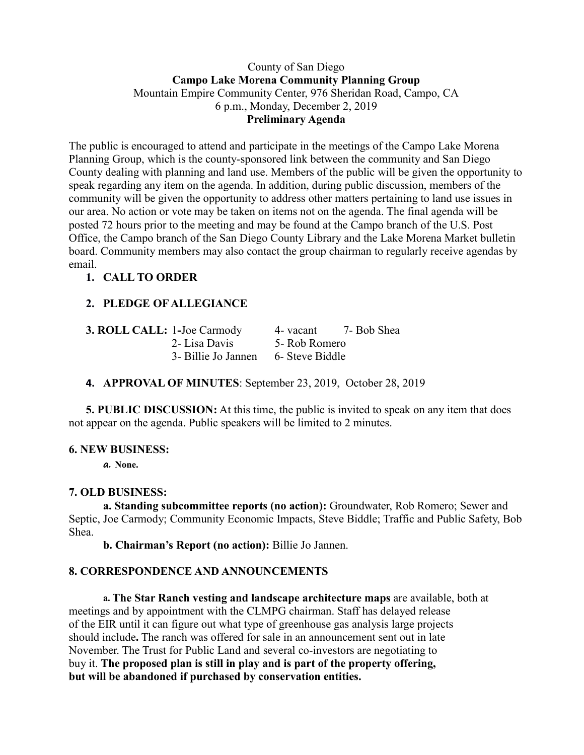County of San Diego

**Campo Lake Morena Community Planning Group**

Mountain Empire Community Center, 976 Sheridan Road, Campo, CA

6 p.m., Monday, December 2, 2019

**Preliminary Agenda**

The public is encouraged to attend and participate in the meetings of the Campo Lake Morena Planning Group, which is the county-sponsored link between the community and San Diego County dealing with planning and land use. Members of the public will be given the opportunity to speak regarding any item on the agenda. In addition, during public discussion, members of the community will be given the opportunity to address other matters pertaining to land use issues in our area. No action or vote may be taken on items not on the agenda. The final agenda will be posted 72 hours prior to the meeting and may be found at the Campo branch of the U.S. Post Office, the Campo branch of the San Diego County Library and the Lake Morena Market bulletin board. Community members may also contact the group chairman to regularly receive agendas by email.

1. **CALL TO ORDER**

2. **PLEDGE OF ALLEGIANCE**

**3. ROLL CALL:** 1-Joe Carmody 4- vacant 7- Bob Shea
2- Lisa Davis 5- Rob Romero
3- Billie Jo Jannen 6- Steve Biddle

4. **APPROVAL OF MINUTES**: September 23, 2019, October 28, 2019

**5. PUBLIC DISCUSSION:** At this time, the public is invited to speak on any item that does not appear on the agenda. Public speakers will be limited to 2 minutes.

**6. NEW BUSINESS:**

*a.* **None.**

**7. OLD BUSINESS:**

**a. Standing subcommittee reports (no action):** Groundwater, Rob Romero; Sewer and Septic, Joe Carmody; Community Economic Impacts, Steve Biddle; Traffic and Public Safety, Bob Shea.

**b. Chairman's Report (no action):** Billie Jo Jannen.

**8. CORRESPONDENCE AND ANNOUNCEMENTS**

**a. The Star Ranch vesting and landscape architecture maps** are available, both at meetings and by appointment with the CLMPG chairman. Staff has delayed release of the EIR until it can figure out what type of greenhouse gas analysis large projects should include**.** The ranch was offered for sale in an announcement sent out in late November. The Trust for Public Land and several co-investors are negotiating to buy it. **The proposed plan is still in play and is part of the property offering, but will be abandoned if purchased by conservation entities.**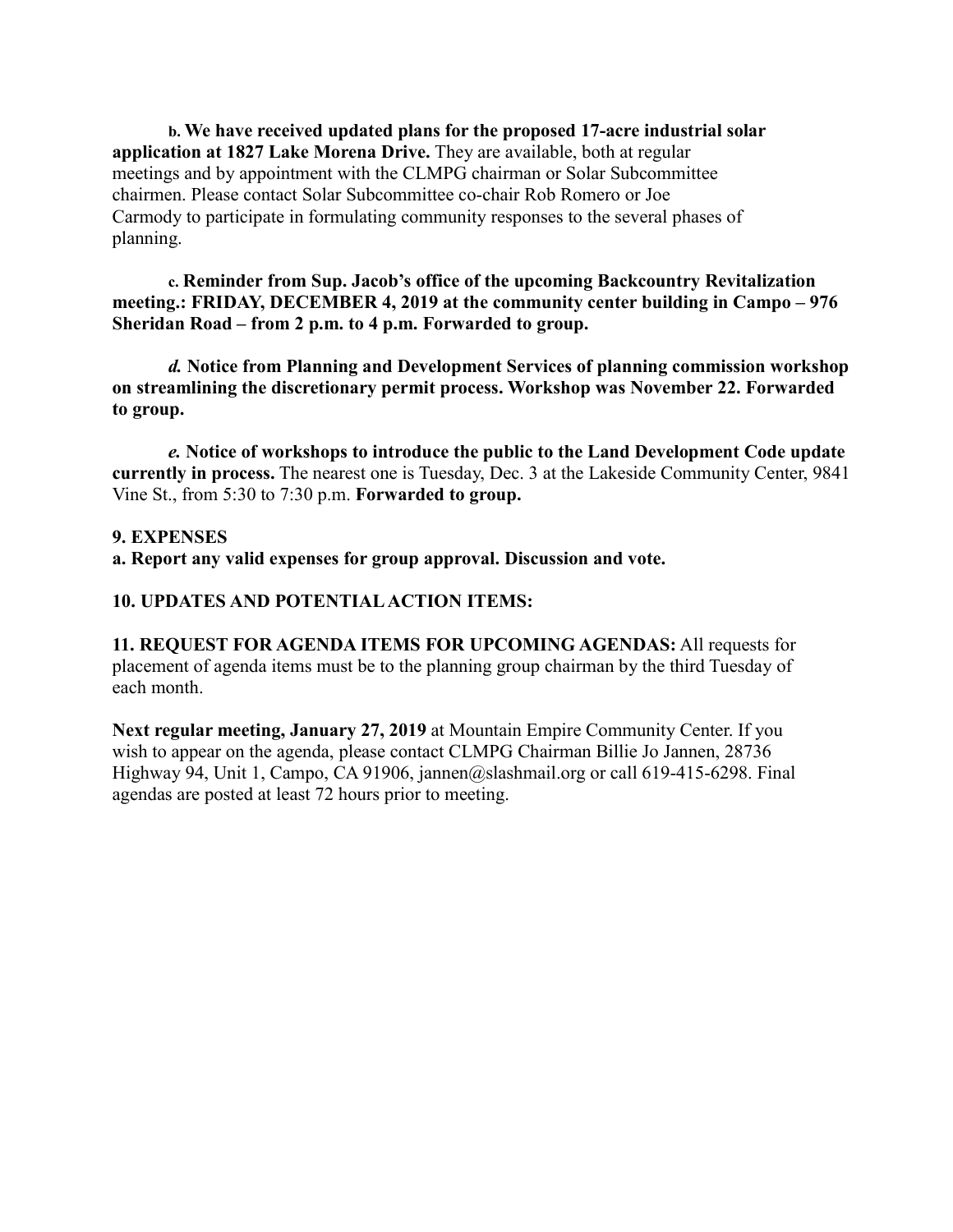**b. We have received updated plans for the proposed 17-acre industrial solar application at 1827 Lake Morena Drive.** They are available, both at regular meetings and by appointment with the CLMPG chairman or Solar Subcommittee chairmen. Please contact Solar Subcommittee co-chair Rob Romero or Joe Carmody to participate in formulating community responses to the several phases of planning.

**c. Reminder from Sup. Jacob's office of the upcoming Backcountry Revitalization meeting.: FRIDAY, DECEMBER 4, 2019 at the community center building in Campo – 976 Sheridan Road – from 2 p.m. to 4 p.m. Forwarded to group.**

***d.* Notice from Planning and Development Services of planning commission workshop on streamlining the discretionary permit process. Workshop was November 22. Forwarded to group.**

***e.* Notice of workshops to introduce the public to the Land Development Code update currently in process.** The nearest one is Tuesday, Dec. 3 at the Lakeside Community Center, 9841 Vine St., from 5:30 to 7:30 p.m. **Forwarded to group.**

**9. EXPENSES**

**a. Report any valid expenses for group approval. Discussion and vote.**

**10. UPDATES AND POTENTIAL ACTION ITEMS:**

**11. REQUEST FOR AGENDA ITEMS FOR UPCOMING AGENDAS:** All requests for placement of agenda items must be to the planning group chairman by the third Tuesday of each month.

**Next regular meeting, January 27, 2019** at Mountain Empire Community Center. If you wish to appear on the agenda, please contact CLMPG Chairman Billie Jo Jannen, 28736 Highway 94, Unit 1, Campo, CA 91906, jannen@slashmail.org or call 619-415-6298. Final agendas are posted at least 72 hours prior to meeting.